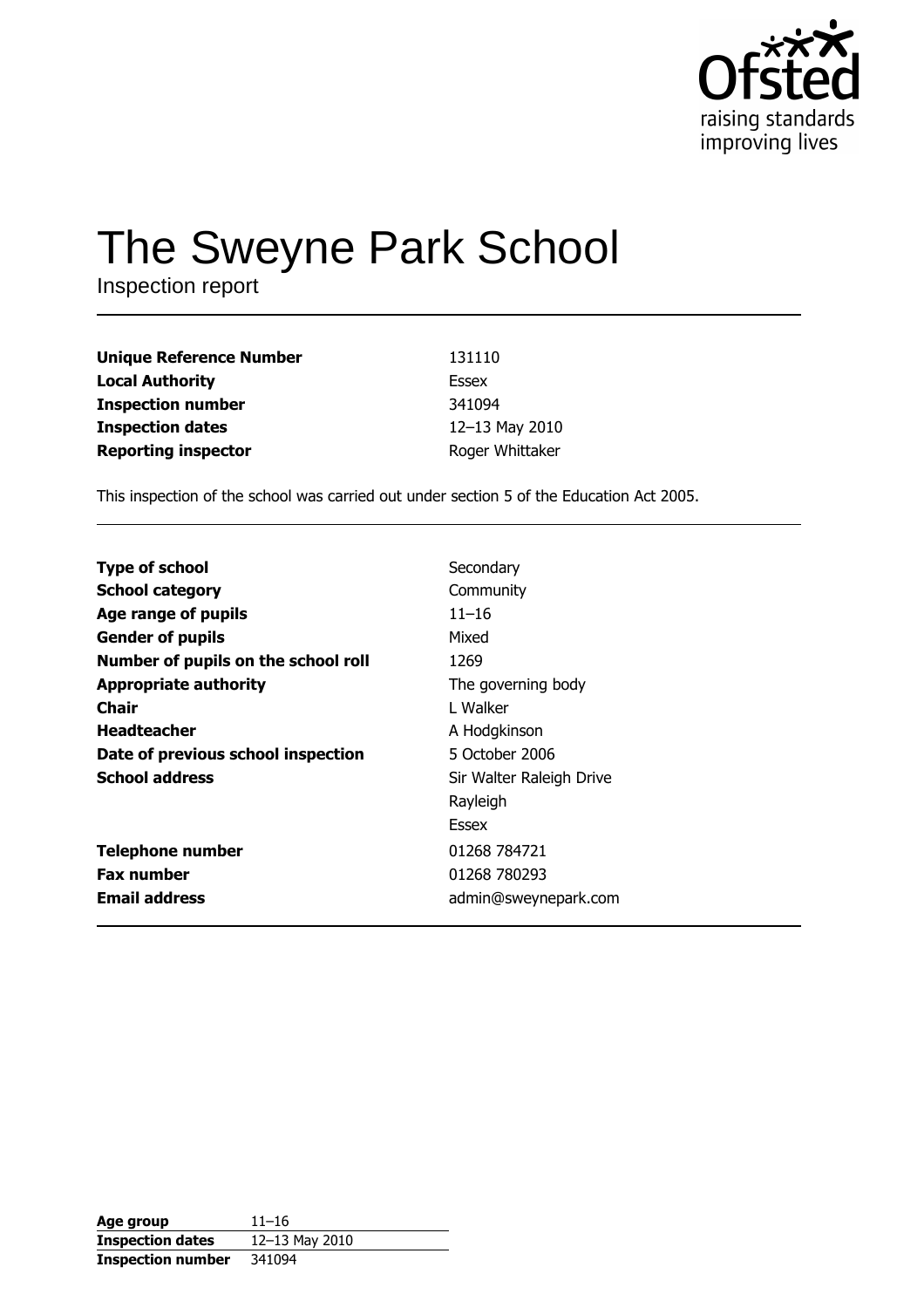Ofsted
raising standards
improving lives

# The Sweyne Park School

Inspection report

| | |
|---|---|
| **Unique Reference Number** | 131110 |
| **Local Authority** | Essex |
| **Inspection number** | 341094 |
| **Inspection dates** | 12–13 May 2010 |
| **Reporting inspector** | Roger Whittaker |

This inspection of the school was carried out under section 5 of the Education Act 2005.

| | |
|---|---|
| **Type of school** | Secondary |
| **School category** | Community |
| **Age range of pupils** | 11–16 |
| **Gender of pupils** | Mixed |
| **Number of pupils on the school roll** | 1269 |
| **Appropriate authority** | The governing body |
| **Chair** | L Walker |
| **Headteacher** | A Hodgkinson |
| **Date of previous school inspection** | 5 October 2006 |
| **School address** | Sir Walter Raleigh Drive<br>Rayleigh<br>Essex |
| **Telephone number** | 01268 784721 |
| **Fax number** | 01268 780293 |
| **Email address** | admin@sweynepark.com |

| | |
|---|---|
| **Age group** | 11–16 |
| **Inspection dates** | 12–13 May 2010 |
| **Inspection number** | 341094 |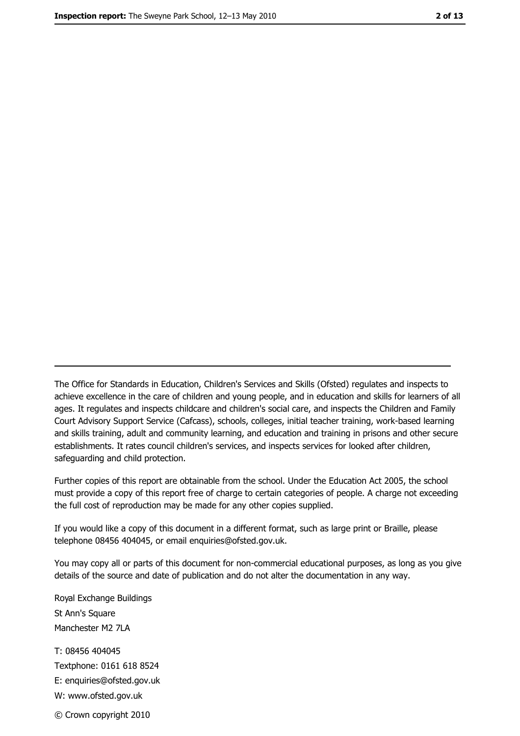---

The Office for Standards in Education, Children's Services and Skills (Ofsted) regulates and inspects to achieve excellence in the care of children and young people, and in education and skills for learners of all ages. It regulates and inspects childcare and children's social care, and inspects the Children and Family Court Advisory Support Service (Cafcass), schools, colleges, initial teacher training, work-based learning and skills training, adult and community learning, and education and training in prisons and other secure establishments. It rates council children's services, and inspects services for looked after children, safeguarding and child protection.

Further copies of this report are obtainable from the school. Under the Education Act 2005, the school must provide a copy of this report free of charge to certain categories of people. A charge not exceeding the full cost of reproduction may be made for any other copies supplied.

If you would like a copy of this document in a different format, such as large print or Braille, please telephone 08456 404045, or email enquiries@ofsted.gov.uk.

You may copy all or parts of this document for non-commercial educational purposes, as long as you give details of the source and date of publication and do not alter the documentation in any way.

Royal Exchange Buildings
St Ann's Square
Manchester M2 7LA

T: 08456 404045
Textphone: 0161 618 8524
E: enquiries@ofsted.gov.uk
W: www.ofsted.gov.uk

© Crown copyright 2010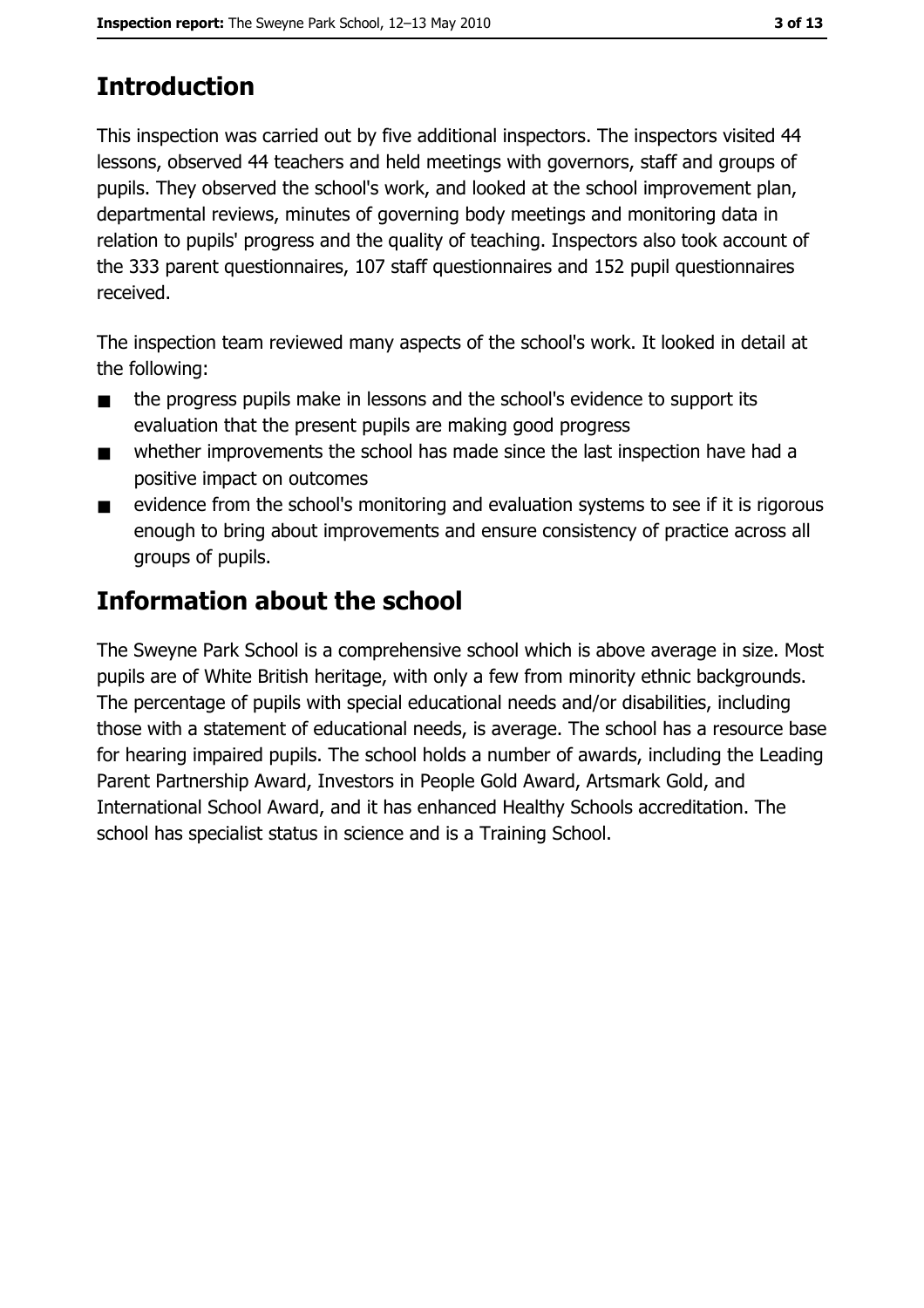## Introduction

This inspection was carried out by five additional inspectors. The inspectors visited 44 lessons, observed 44 teachers and held meetings with governors, staff and groups of pupils. They observed the school's work, and looked at the school improvement plan, departmental reviews, minutes of governing body meetings and monitoring data in relation to pupils' progress and the quality of teaching. Inspectors also took account of the 333 parent questionnaires, 107 staff questionnaires and 152 pupil questionnaires received.

The inspection team reviewed many aspects of the school's work. It looked in detail at the following:

- the progress pupils make in lessons and the school's evidence to support its evaluation that the present pupils are making good progress
- whether improvements the school has made since the last inspection have had a positive impact on outcomes
- evidence from the school's monitoring and evaluation systems to see if it is rigorous enough to bring about improvements and ensure consistency of practice across all groups of pupils.

## Information about the school

The Sweyne Park School is a comprehensive school which is above average in size. Most pupils are of White British heritage, with only a few from minority ethnic backgrounds. The percentage of pupils with special educational needs and/or disabilities, including those with a statement of educational needs, is average. The school has a resource base for hearing impaired pupils. The school holds a number of awards, including the Leading Parent Partnership Award, Investors in People Gold Award, Artsmark Gold, and International School Award, and it has enhanced Healthy Schools accreditation. The school has specialist status in science and is a Training School.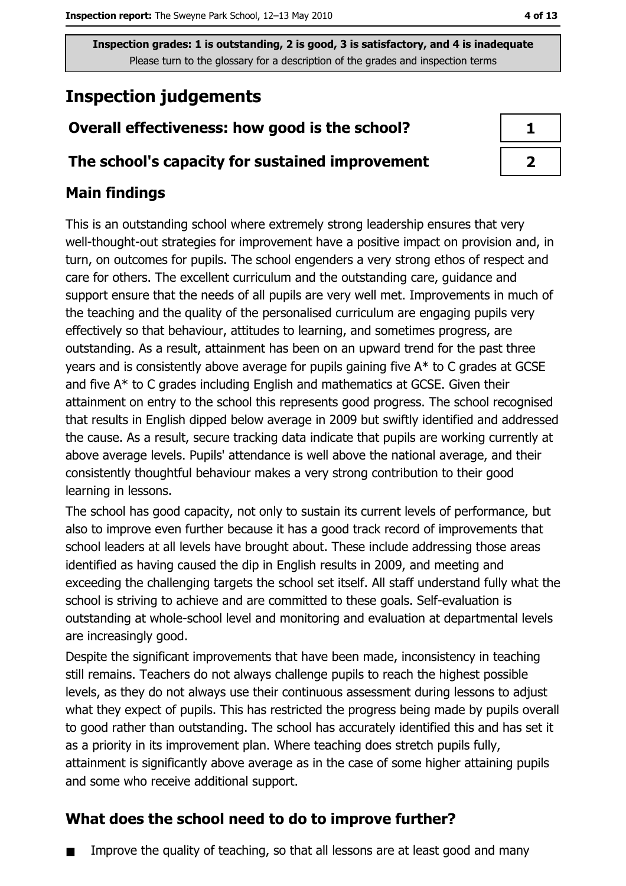Inspection grades: 1 is outstanding, 2 is good, 3 is satisfactory, and 4 is inadequate
Please turn to the glossary for a description of the grades and inspection terms

# Inspection judgements

| Overall effectiveness: how good is the school? | 1 |
| --- | --- |
| The school's capacity for sustained improvement | 2 |

## Main findings

This is an outstanding school where extremely strong leadership ensures that very well-thought-out strategies for improvement have a positive impact on provision and, in turn, on outcomes for pupils. The school engenders a very strong ethos of respect and care for others. The excellent curriculum and the outstanding care, guidance and support ensure that the needs of all pupils are very well met. Improvements in much of the teaching and the quality of the personalised curriculum are engaging pupils very effectively so that behaviour, attitudes to learning, and sometimes progress, are outstanding. As a result, attainment has been on an upward trend for the past three years and is consistently above average for pupils gaining five A* to C grades at GCSE and five A* to C grades including English and mathematics at GCSE. Given their attainment on entry to the school this represents good progress. The school recognised that results in English dipped below average in 2009 but swiftly identified and addressed the cause. As a result, secure tracking data indicate that pupils are working currently at above average levels. Pupils' attendance is well above the national average, and their consistently thoughtful behaviour makes a very strong contribution to their good learning in lessons.

The school has good capacity, not only to sustain its current levels of performance, but also to improve even further because it has a good track record of improvements that school leaders at all levels have brought about. These include addressing those areas identified as having caused the dip in English results in 2009, and meeting and exceeding the challenging targets the school set itself. All staff understand fully what the school is striving to achieve and are committed to these goals. Self-evaluation is outstanding at whole-school level and monitoring and evaluation at departmental levels are increasingly good.

Despite the significant improvements that have been made, inconsistency in teaching still remains. Teachers do not always challenge pupils to reach the highest possible levels, as they do not always use their continuous assessment during lessons to adjust what they expect of pupils. This has restricted the progress being made by pupils overall to good rather than outstanding. The school has accurately identified this and has set it as a priority in its improvement plan. Where teaching does stretch pupils fully, attainment is significantly above average as in the case of some higher attaining pupils and some who receive additional support.

## What does the school need to do to improve further?

- Improve the quality of teaching, so that all lessons are at least good and many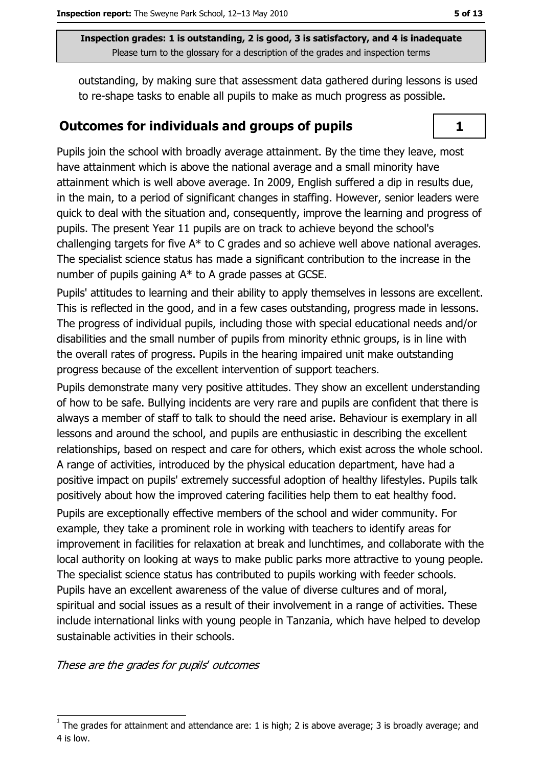outstanding, by making sure that assessment data gathered during lessons is used to re-shape tasks to enable all pupils to make as much progress as possible.

## Outcomes for individuals and groups of pupils

**1**

Pupils join the school with broadly average attainment. By the time they leave, most have attainment which is above the national average and a small minority have attainment which is well above average. In 2009, English suffered a dip in results due, in the main, to a period of significant changes in staffing. However, senior leaders were quick to deal with the situation and, consequently, improve the learning and progress of pupils. The present Year 11 pupils are on track to achieve beyond the school's challenging targets for five A* to C grades and so achieve well above national averages. The specialist science status has made a significant contribution to the increase in the number of pupils gaining A* to A grade passes at GCSE.

Pupils' attitudes to learning and their ability to apply themselves in lessons are excellent. This is reflected in the good, and in a few cases outstanding, progress made in lessons. The progress of individual pupils, including those with special educational needs and/or disabilities and the small number of pupils from minority ethnic groups, is in line with the overall rates of progress. Pupils in the hearing impaired unit make outstanding progress because of the excellent intervention of support teachers.

Pupils demonstrate many very positive attitudes. They show an excellent understanding of how to be safe. Bullying incidents are very rare and pupils are confident that there is always a member of staff to talk to should the need arise. Behaviour is exemplary in all lessons and around the school, and pupils are enthusiastic in describing the excellent relationships, based on respect and care for others, which exist across the whole school. A range of activities, introduced by the physical education department, have had a positive impact on pupils' extremely successful adoption of healthy lifestyles. Pupils talk positively about how the improved catering facilities help them to eat healthy food.

Pupils are exceptionally effective members of the school and wider community. For example, they take a prominent role in working with teachers to identify areas for improvement in facilities for relaxation at break and lunchtimes, and collaborate with the local authority on looking at ways to make public parks more attractive to young people. The specialist science status has contributed to pupils working with feeder schools. Pupils have an excellent awareness of the value of diverse cultures and of moral, spiritual and social issues as a result of their involvement in a range of activities. These include international links with young people in Tanzania, which have helped to develop sustainable activities in their schools.

*These are the grades for pupils' outcomes*

[1] The grades for attainment and attendance are: 1 is high; 2 is above average; 3 is broadly average; and 4 is low.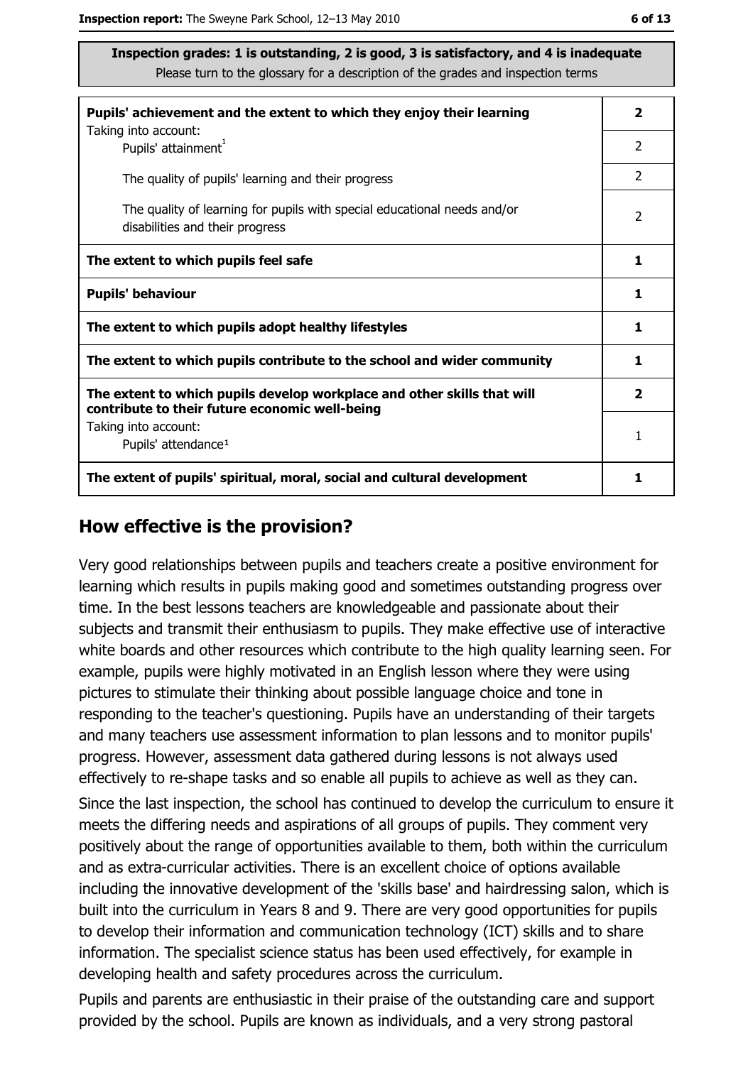**Inspection grades: 1 is outstanding, 2 is good, 3 is satisfactory, and 4 is inadequate**
Please turn to the glossary for a description of the grades and inspection terms

| | |
|---|---|
| **Pupils' achievement and the extent to which they enjoy their learning** | **2** |
| Taking into account: Pupils' attainment[1] | 2 |
| The quality of pupils' learning and their progress | 2 |
| The quality of learning for pupils with special educational needs and/or disabilities and their progress | 2 |
| **The extent to which pupils feel safe** | **1** |
| **Pupils' behaviour** | **1** |
| **The extent to which pupils adopt healthy lifestyles** | **1** |
| **The extent to which pupils contribute to the school and wider community** | **1** |
| **The extent to which pupils develop workplace and other skills that will contribute to their future economic well-being** | **2** |
| Taking into account: Pupils' attendance[1] | 1 |
| **The extent of pupils' spiritual, moral, social and cultural development** | **1** |

## How effective is the provision?

Very good relationships between pupils and teachers create a positive environment for learning which results in pupils making good and sometimes outstanding progress over time. In the best lessons teachers are knowledgeable and passionate about their subjects and transmit their enthusiasm to pupils. They make effective use of interactive white boards and other resources which contribute to the high quality learning seen. For example, pupils were highly motivated in an English lesson where they were using pictures to stimulate their thinking about possible language choice and tone in responding to the teacher's questioning. Pupils have an understanding of their targets and many teachers use assessment information to plan lessons and to monitor pupils' progress. However, assessment data gathered during lessons is not always used effectively to re-shape tasks and so enable all pupils to achieve as well as they can.

Since the last inspection, the school has continued to develop the curriculum to ensure it meets the differing needs and aspirations of all groups of pupils. They comment very positively about the range of opportunities available to them, both within the curriculum and as extra-curricular activities. There is an excellent choice of options available including the innovative development of the 'skills base' and hairdressing salon, which is built into the curriculum in Years 8 and 9. There are very good opportunities for pupils to develop their information and communication technology (ICT) skills and to share information. The specialist science status has been used effectively, for example in developing health and safety procedures across the curriculum.

Pupils and parents are enthusiastic in their praise of the outstanding care and support provided by the school. Pupils are known as individuals, and a very strong pastoral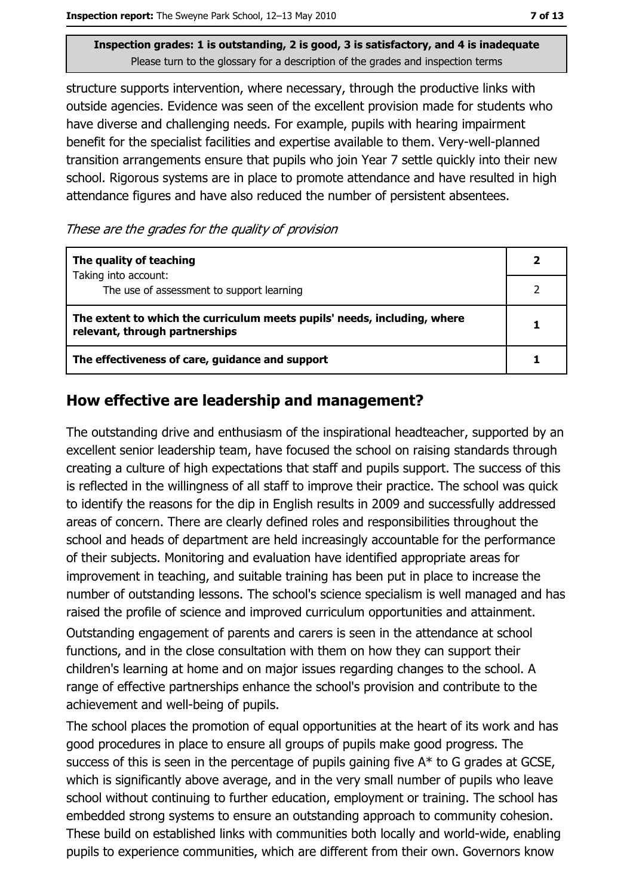structure supports intervention, where necessary, through the productive links with outside agencies. Evidence was seen of the excellent provision made for students who have diverse and challenging needs. For example, pupils with hearing impairment benefit for the specialist facilities and expertise available to them. Very-well-planned transition arrangements ensure that pupils who join Year 7 settle quickly into their new school. Rigorous systems are in place to promote attendance and have resulted in high attendance figures and have also reduced the number of persistent absentees.

*These are the grades for the quality of provision*

| | |
|---|---|
| **The quality of teaching** | **2** |
| Taking into account: The use of assessment to support learning | 2 |
| **The extent to which the curriculum meets pupils' needs, including, where relevant, through partnerships** | **1** |
| **The effectiveness of care, guidance and support** | **1** |

## How effective are leadership and management?

The outstanding drive and enthusiasm of the inspirational headteacher, supported by an excellent senior leadership team, have focused the school on raising standards through creating a culture of high expectations that staff and pupils support. The success of this is reflected in the willingness of all staff to improve their practice. The school was quick to identify the reasons for the dip in English results in 2009 and successfully addressed areas of concern. There are clearly defined roles and responsibilities throughout the school and heads of department are held increasingly accountable for the performance of their subjects. Monitoring and evaluation have identified appropriate areas for improvement in teaching, and suitable training has been put in place to increase the number of outstanding lessons. The school's science specialism is well managed and has raised the profile of science and improved curriculum opportunities and attainment.

Outstanding engagement of parents and carers is seen in the attendance at school functions, and in the close consultation with them on how they can support their children's learning at home and on major issues regarding changes to the school. A range of effective partnerships enhance the school's provision and contribute to the achievement and well-being of pupils.

The school places the promotion of equal opportunities at the heart of its work and has good procedures in place to ensure all groups of pupils make good progress. The success of this is seen in the percentage of pupils gaining five A* to G grades at GCSE, which is significantly above average, and in the very small number of pupils who leave school without continuing to further education, employment or training. The school has embedded strong systems to ensure an outstanding approach to community cohesion. These build on established links with communities both locally and world-wide, enabling pupils to experience communities, which are different from their own. Governors know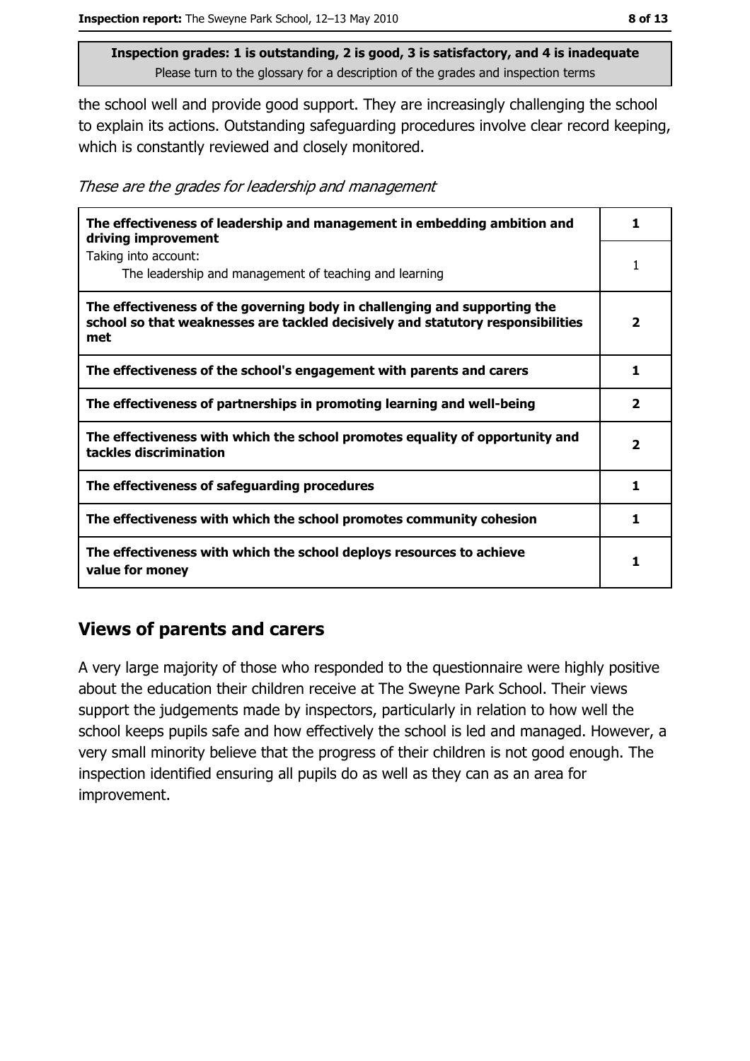**Inspection grades: 1 is outstanding, 2 is good, 3 is satisfactory, and 4 is inadequate**
Please turn to the glossary for a description of the grades and inspection terms

the school well and provide good support. They are increasingly challenging the school to explain its actions. Outstanding safeguarding procedures involve clear record keeping, which is constantly reviewed and closely monitored.

*These are the grades for leadership and management*

| | |
|---|---|
| **The effectiveness of leadership and management in embedding ambition and driving improvement** | **1** |
| Taking into account: The leadership and management of teaching and learning | 1 |
| **The effectiveness of the governing body in challenging and supporting the school so that weaknesses are tackled decisively and statutory responsibilities met** | **2** |
| **The effectiveness of the school's engagement with parents and carers** | **1** |
| **The effectiveness of partnerships in promoting learning and well-being** | **2** |
| **The effectiveness with which the school promotes equality of opportunity and tackles discrimination** | **2** |
| **The effectiveness of safeguarding procedures** | **1** |
| **The effectiveness with which the school promotes community cohesion** | **1** |
| **The effectiveness with which the school deploys resources to achieve value for money** | **1** |

## Views of parents and carers

A very large majority of those who responded to the questionnaire were highly positive about the education their children receive at The Sweyne Park School. Their views support the judgements made by inspectors, particularly in relation to how well the school keeps pupils safe and how effectively the school is led and managed. However, a very small minority believe that the progress of their children is not good enough. The inspection identified ensuring all pupils do as well as they can as an area for improvement.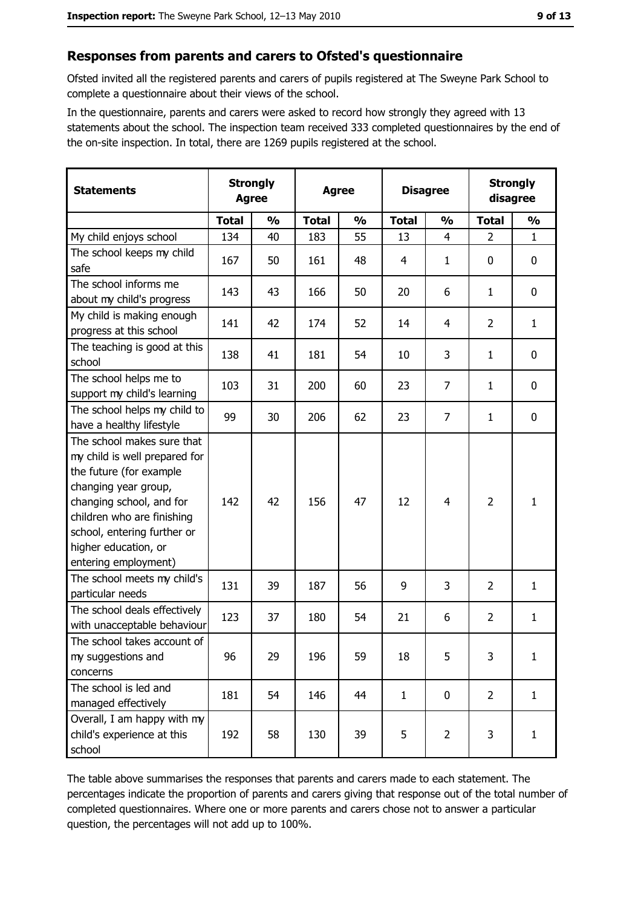## Responses from parents and carers to Ofsted's questionnaire

Ofsted invited all the registered parents and carers of pupils registered at The Sweyne Park School to complete a questionnaire about their views of the school.

In the questionnaire, parents and carers were asked to record how strongly they agreed with 13 statements about the school. The inspection team received 333 completed questionnaires by the end of the on-site inspection. In total, there are 1269 pupils registered at the school.

| Statements | Strongly Agree | | Agree | | Disagree | | Strongly disagree | |
|---|---|---|---|---|---|---|---|---|
| | Total | % | Total | % | Total | % | Total | % |
| My child enjoys school | 134 | 40 | 183 | 55 | 13 | 4 | 2 | 1 |
| The school keeps my child safe | 167 | 50 | 161 | 48 | 4 | 1 | 0 | 0 |
| The school informs me about my child's progress | 143 | 43 | 166 | 50 | 20 | 6 | 1 | 0 |
| My child is making enough progress at this school | 141 | 42 | 174 | 52 | 14 | 4 | 2 | 1 |
| The teaching is good at this school | 138 | 41 | 181 | 54 | 10 | 3 | 1 | 0 |
| The school helps me to support my child's learning | 103 | 31 | 200 | 60 | 23 | 7 | 1 | 0 |
| The school helps my child to have a healthy lifestyle | 99 | 30 | 206 | 62 | 23 | 7 | 1 | 0 |
| The school makes sure that my child is well prepared for the future (for example changing year group, changing school, and for children who are finishing school, entering further or higher education, or entering employment) | 142 | 42 | 156 | 47 | 12 | 4 | 2 | 1 |
| The school meets my child's particular needs | 131 | 39 | 187 | 56 | 9 | 3 | 2 | 1 |
| The school deals effectively with unacceptable behaviour | 123 | 37 | 180 | 54 | 21 | 6 | 2 | 1 |
| The school takes account of my suggestions and concerns | 96 | 29 | 196 | 59 | 18 | 5 | 3 | 1 |
| The school is led and managed effectively | 181 | 54 | 146 | 44 | 1 | 0 | 2 | 1 |
| Overall, I am happy with my child's experience at this school | 192 | 58 | 130 | 39 | 5 | 2 | 3 | 1 |

The table above summarises the responses that parents and carers made to each statement. The percentages indicate the proportion of parents and carers giving that response out of the total number of completed questionnaires. Where one or more parents and carers chose not to answer a particular question, the percentages will not add up to 100%.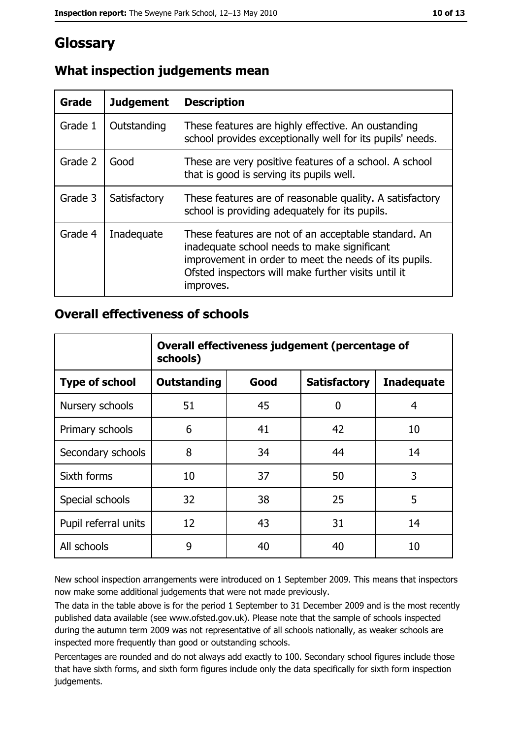# Glossary

## What inspection judgements mean

| Grade | Judgement | Description |
| --- | --- | --- |
| Grade 1 | Outstanding | These features are highly effective. An oustanding school provides exceptionally well for its pupils' needs. |
| Grade 2 | Good | These are very positive features of a school. A school that is good is serving its pupils well. |
| Grade 3 | Satisfactory | These features are of reasonable quality. A satisfactory school is providing adequately for its pupils. |
| Grade 4 | Inadequate | These features are not of an acceptable standard. An inadequate school needs to make significant improvement in order to meet the needs of its pupils. Ofsted inspectors will make further visits until it improves. |

## Overall effectiveness of schools

| | Overall effectiveness judgement (percentage of schools) | | | |
| --- | --- | --- | --- | --- |
| **Type of school** | **Outstanding** | **Good** | **Satisfactory** | **Inadequate** |
| Nursery schools | 51 | 45 | 0 | 4 |
| Primary schools | 6 | 41 | 42 | 10 |
| Secondary schools | 8 | 34 | 44 | 14 |
| Sixth forms | 10 | 37 | 50 | 3 |
| Special schools | 32 | 38 | 25 | 5 |
| Pupil referral units | 12 | 43 | 31 | 14 |
| All schools | 9 | 40 | 40 | 10 |

New school inspection arrangements were introduced on 1 September 2009. This means that inspectors now make some additional judgements that were not made previously.

The data in the table above is for the period 1 September to 31 December 2009 and is the most recently published data available (see www.ofsted.gov.uk). Please note that the sample of schools inspected during the autumn term 2009 was not representative of all schools nationally, as weaker schools are inspected more frequently than good or outstanding schools.

Percentages are rounded and do not always add exactly to 100. Secondary school figures include those that have sixth forms, and sixth form figures include only the data specifically for sixth form inspection judgements.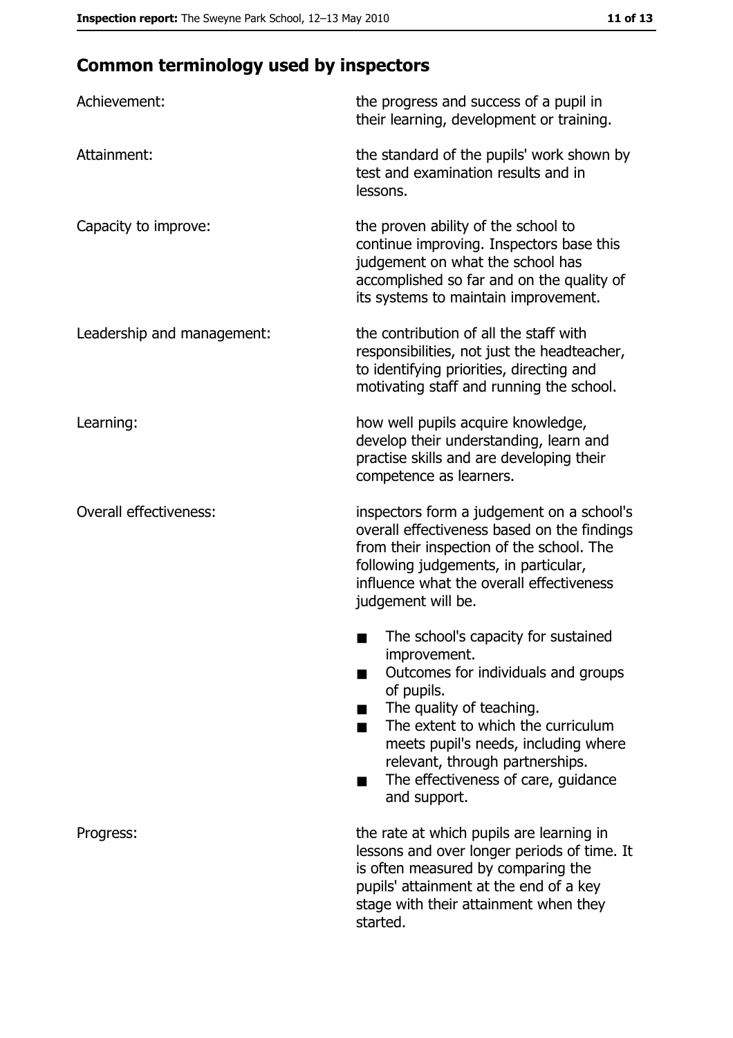## Common terminology used by inspectors

| | |
|---|---|
| Achievement: | the progress and success of a pupil in their learning, development or training. |
| Attainment: | the standard of the pupils' work shown by test and examination results and in lessons. |
| Capacity to improve: | the proven ability of the school to continue improving. Inspectors base this judgement on what the school has accomplished so far and on the quality of its systems to maintain improvement. |
| Leadership and management: | the contribution of all the staff with responsibilities, not just the headteacher, to identifying priorities, directing and motivating staff and running the school. |
| Learning: | how well pupils acquire knowledge, develop their understanding, learn and practise skills and are developing their competence as learners. |
| Overall effectiveness: | inspectors form a judgement on a school's overall effectiveness based on the findings from their inspection of the school. The following judgements, in particular, influence what the overall effectiveness judgement will be.<br>■ The school's capacity for sustained improvement.<br>■ Outcomes for individuals and groups of pupils.<br>■ The quality of teaching.<br>■ The extent to which the curriculum meets pupil's needs, including where relevant, through partnerships.<br>■ The effectiveness of care, guidance and support. |
| Progress: | the rate at which pupils are learning in lessons and over longer periods of time. It is often measured by comparing the pupils' attainment at the end of a key stage with their attainment when they started. |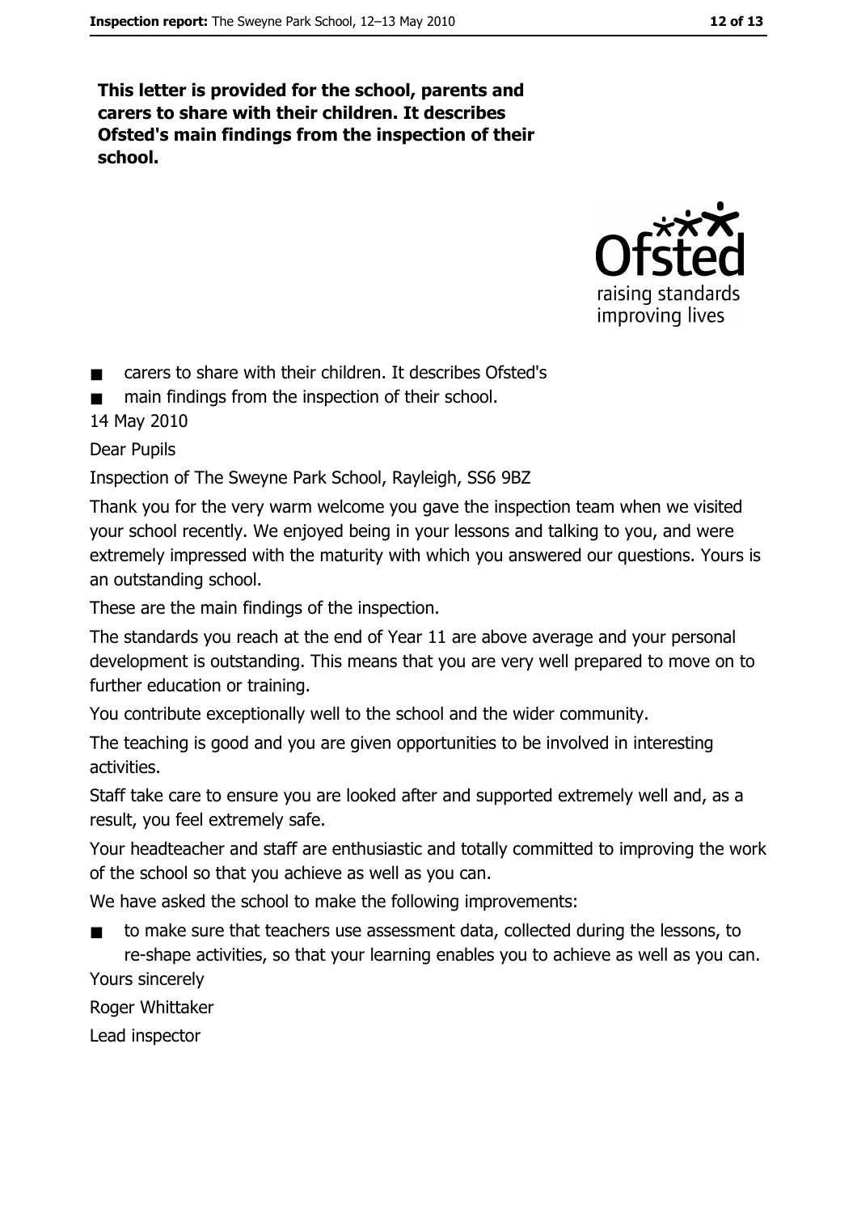**This letter is provided for the school, parents and carers to share with their children. It describes Ofsted's main findings from the inspection of their school.**

- carers to share with their children. It describes Ofsted's
- main findings from the inspection of their school.

14 May 2010

Dear Pupils

Inspection of The Sweyne Park School, Rayleigh, SS6 9BZ

Thank you for the very warm welcome you gave the inspection team when we visited your school recently. We enjoyed being in your lessons and talking to you, and were extremely impressed with the maturity with which you answered our questions. Yours is an outstanding school.

These are the main findings of the inspection.

The standards you reach at the end of Year 11 are above average and your personal development is outstanding. This means that you are very well prepared to move on to further education or training.

You contribute exceptionally well to the school and the wider community.

The teaching is good and you are given opportunities to be involved in interesting activities.

Staff take care to ensure you are looked after and supported extremely well and, as a result, you feel extremely safe.

Your headteacher and staff are enthusiastic and totally committed to improving the work of the school so that you achieve as well as you can.

We have asked the school to make the following improvements:

- to make sure that teachers use assessment data, collected during the lessons, to re-shape activities, so that your learning enables you to achieve as well as you can.

Yours sincerely

Roger Whittaker

Lead inspector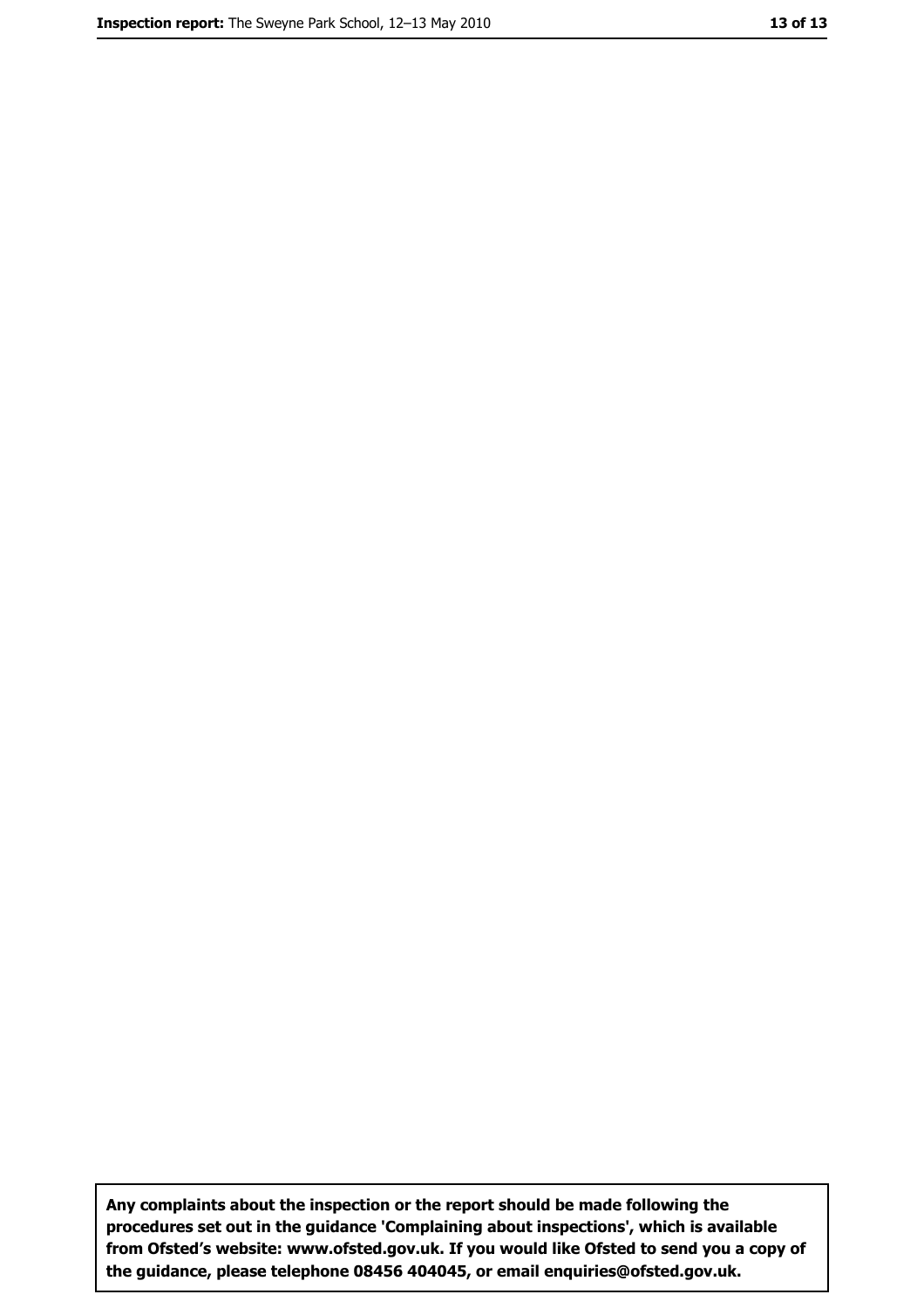**Any complaints about the inspection or the report should be made following the procedures set out in the guidance 'Complaining about inspections', which is available from Ofsted's website: www.ofsted.gov.uk. If you would like Ofsted to send you a copy of the guidance, please telephone 08456 404045, or email enquiries@ofsted.gov.uk.**